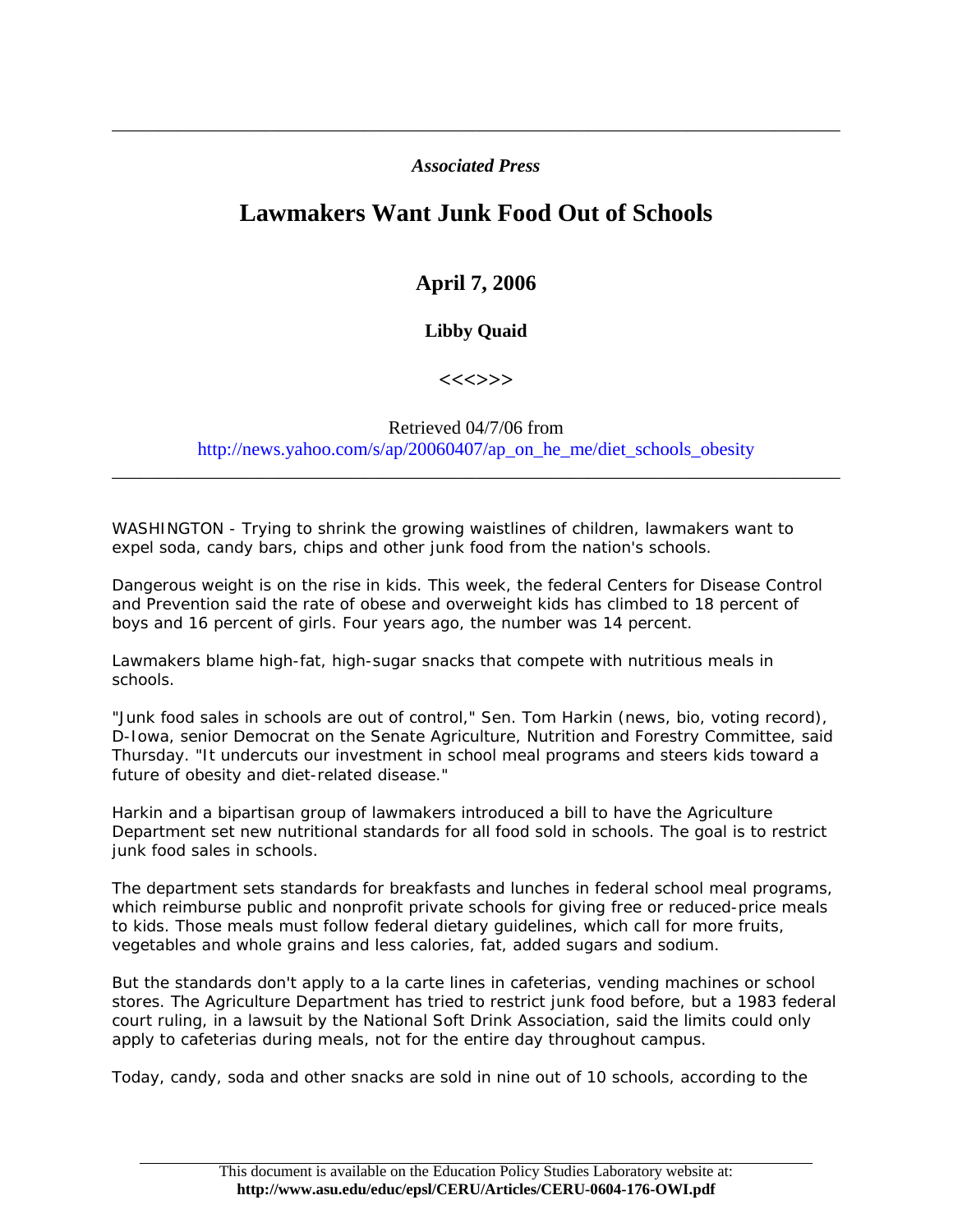*Associated Press*

# Lawmakers Want Junk Food Out of Schools

## April 7, 2006

### Libby Quaid

**<<<>>>**

Retrieved 04/7/06 from
http://news.yahoo.com/s/ap/20060407/ap_on_he_me/diet_schools_obesity

---

WASHINGTON - Trying to shrink the growing waistlines of children, lawmakers want to expel soda, candy bars, chips and other junk food from the nation's schools.

Dangerous weight is on the rise in kids. This week, the federal Centers for Disease Control and Prevention said the rate of obese and overweight kids has climbed to 18 percent of boys and 16 percent of girls. Four years ago, the number was 14 percent.

Lawmakers blame high-fat, high-sugar snacks that compete with nutritious meals in schools.

"Junk food sales in schools are out of control," Sen. Tom Harkin (news, bio, voting record), D-Iowa, senior Democrat on the Senate Agriculture, Nutrition and Forestry Committee, said Thursday. "It undercuts our investment in school meal programs and steers kids toward a future of obesity and diet-related disease."

Harkin and a bipartisan group of lawmakers introduced a bill to have the Agriculture Department set new nutritional standards for all food sold in schools. The goal is to restrict junk food sales in schools.

The department sets standards for breakfasts and lunches in federal school meal programs, which reimburse public and nonprofit private schools for giving free or reduced-price meals to kids. Those meals must follow federal dietary guidelines, which call for more fruits, vegetables and whole grains and less calories, fat, added sugars and sodium.

But the standards don't apply to a la carte lines in cafeterias, vending machines or school stores. The Agriculture Department has tried to restrict junk food before, but a 1983 federal court ruling, in a lawsuit by the National Soft Drink Association, said the limits could only apply to cafeterias during meals, not for the entire day throughout campus.

Today, candy, soda and other snacks are sold in nine out of 10 schools, according to the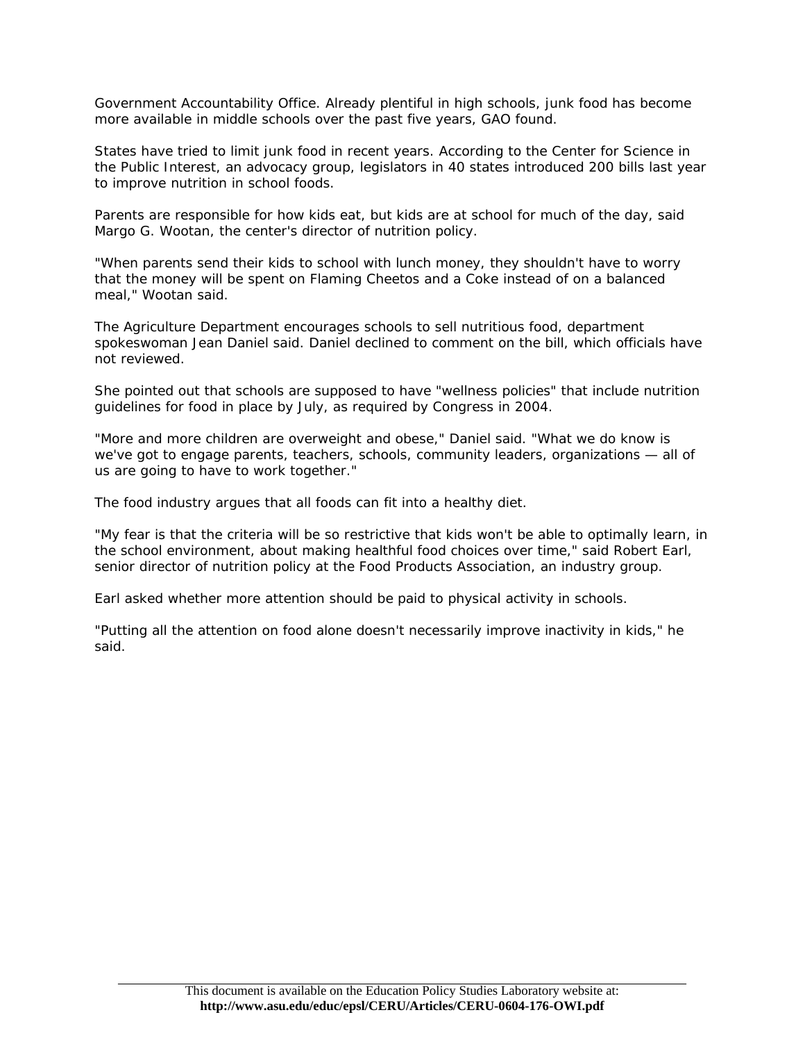Government Accountability Office. Already plentiful in high schools, junk food has become more available in middle schools over the past five years, GAO found.

States have tried to limit junk food in recent years. According to the Center for Science in the Public Interest, an advocacy group, legislators in 40 states introduced 200 bills last year to improve nutrition in school foods.

Parents are responsible for how kids eat, but kids are at school for much of the day, said Margo G. Wootan, the center's director of nutrition policy.

"When parents send their kids to school with lunch money, they shouldn't have to worry that the money will be spent on Flaming Cheetos and a Coke instead of on a balanced meal," Wootan said.

The Agriculture Department encourages schools to sell nutritious food, department spokeswoman Jean Daniel said. Daniel declined to comment on the bill, which officials have not reviewed.

She pointed out that schools are supposed to have "wellness policies" that include nutrition guidelines for food in place by July, as required by Congress in 2004.

"More and more children are overweight and obese," Daniel said. "What we do know is we've got to engage parents, teachers, schools, community leaders, organizations — all of us are going to have to work together."

The food industry argues that all foods can fit into a healthy diet.

"My fear is that the criteria will be so restrictive that kids won't be able to optimally learn, in the school environment, about making healthful food choices over time," said Robert Earl, senior director of nutrition policy at the Food Products Association, an industry group.

Earl asked whether more attention should be paid to physical activity in schools.

"Putting all the attention on food alone doesn't necessarily improve inactivity in kids," he said.

This document is available on the Education Policy Studies Laboratory website at:
**http://www.asu.edu/educ/epsl/CERU/Articles/CERU-0604-176-OWI.pdf**